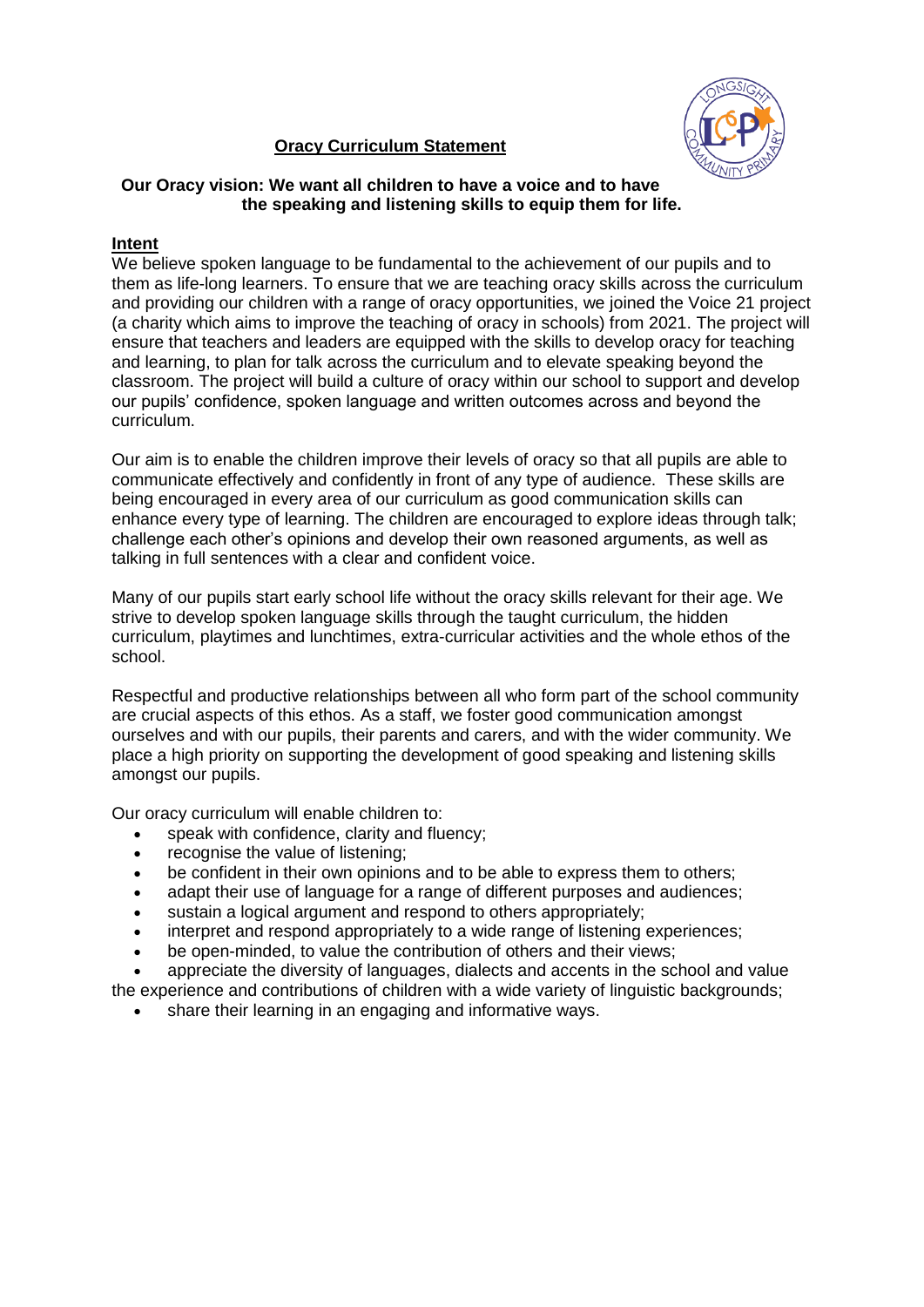# Oracy Curriculum Statement

**Our Oracy vision: We want all children to have a voice and to have the speaking and listening skills to equip them for life.**

## Intent

We believe spoken language to be fundamental to the achievement of our pupils and to them as life-long learners. To ensure that we are teaching oracy skills across the curriculum and providing our children with a range of oracy opportunities, we joined the Voice 21 project (a charity which aims to improve the teaching of oracy in schools) from 2021. The project will ensure that teachers and leaders are equipped with the skills to develop oracy for teaching and learning, to plan for talk across the curriculum and to elevate speaking beyond the classroom. The project will build a culture of oracy within our school to support and develop our pupils' confidence, spoken language and written outcomes across and beyond the curriculum.

Our aim is to enable the children improve their levels of oracy so that all pupils are able to communicate effectively and confidently in front of any type of audience. These skills are being encouraged in every area of our curriculum as good communication skills can enhance every type of learning. The children are encouraged to explore ideas through talk; challenge each other's opinions and develop their own reasoned arguments, as well as talking in full sentences with a clear and confident voice.

Many of our pupils start early school life without the oracy skills relevant for their age. We strive to develop spoken language skills through the taught curriculum, the hidden curriculum, playtimes and lunchtimes, extra-curricular activities and the whole ethos of the school.

Respectful and productive relationships between all who form part of the school community are crucial aspects of this ethos. As a staff, we foster good communication amongst ourselves and with our pupils, their parents and carers, and with the wider community. We place a high priority on supporting the development of good speaking and listening skills amongst our pupils.

Our oracy curriculum will enable children to:

- speak with confidence, clarity and fluency;
- recognise the value of listening;
- be confident in their own opinions and to be able to express them to others;
- adapt their use of language for a range of different purposes and audiences;
- sustain a logical argument and respond to others appropriately;
- interpret and respond appropriately to a wide range of listening experiences;
- be open-minded, to value the contribution of others and their views;
- appreciate the diversity of languages, dialects and accents in the school and value the experience and contributions of children with a wide variety of linguistic backgrounds;
- share their learning in an engaging and informative ways.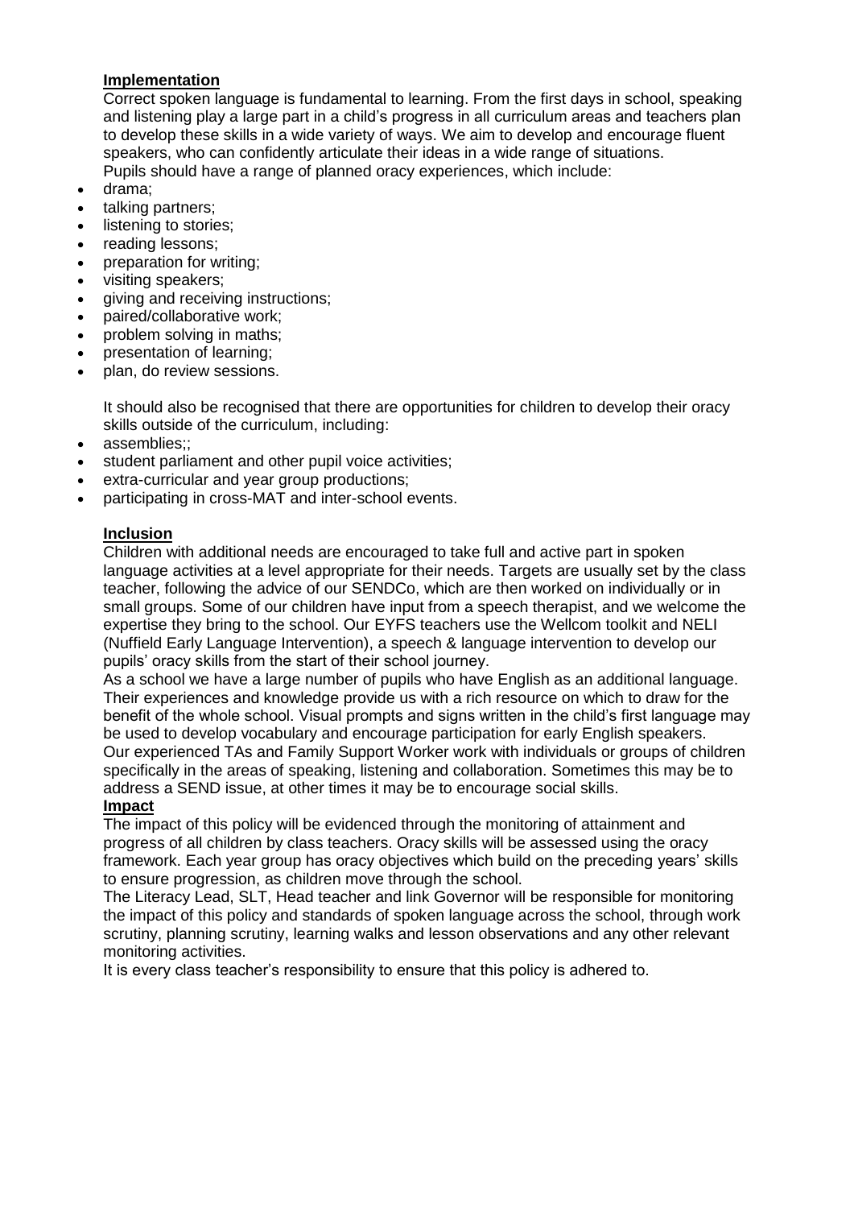**Implementation**

Correct spoken language is fundamental to learning. From the first days in school, speaking and listening play a large part in a child's progress in all curriculum areas and teachers plan to develop these skills in a wide variety of ways. We aim to develop and encourage fluent speakers, who can confidently articulate their ideas in a wide range of situations.
Pupils should have a range of planned oracy experiences, which include:

- drama;
- talking partners;
- listening to stories;
- reading lessons;
- preparation for writing;
- visiting speakers;
- giving and receiving instructions;
- paired/collaborative work;
- problem solving in maths;
- presentation of learning;
- plan, do review sessions.

It should also be recognised that there are opportunities for children to develop their oracy skills outside of the curriculum, including:

- assemblies;;
- student parliament and other pupil voice activities;
- extra-curricular and year group productions;
- participating in cross-MAT and inter-school events.

**Inclusion**

Children with additional needs are encouraged to take full and active part in spoken language activities at a level appropriate for their needs. Targets are usually set by the class teacher, following the advice of our SENDCo, which are then worked on individually or in small groups. Some of our children have input from a speech therapist, and we welcome the expertise they bring to the school. Our EYFS teachers use the Wellcom toolkit and NELI (Nuffield Early Language Intervention), a speech & language intervention to develop our pupils' oracy skills from the start of their school journey.
As a school we have a large number of pupils who have English as an additional language. Their experiences and knowledge provide us with a rich resource on which to draw for the benefit of the whole school. Visual prompts and signs written in the child's first language may be used to develop vocabulary and encourage participation for early English speakers.
Our experienced TAs and Family Support Worker work with individuals or groups of children specifically in the areas of speaking, listening and collaboration. Sometimes this may be to address a SEND issue, at other times it may be to encourage social skills.

**Impact**

The impact of this policy will be evidenced through the monitoring of attainment and progress of all children by class teachers. Oracy skills will be assessed using the oracy framework. Each year group has oracy objectives which build on the preceding years' skills to ensure progression, as children move through the school.
The Literacy Lead, SLT, Head teacher and link Governor will be responsible for monitoring the impact of this policy and standards of spoken language across the school, through work scrutiny, planning scrutiny, learning walks and lesson observations and any other relevant monitoring activities.
It is every class teacher's responsibility to ensure that this policy is adhered to.